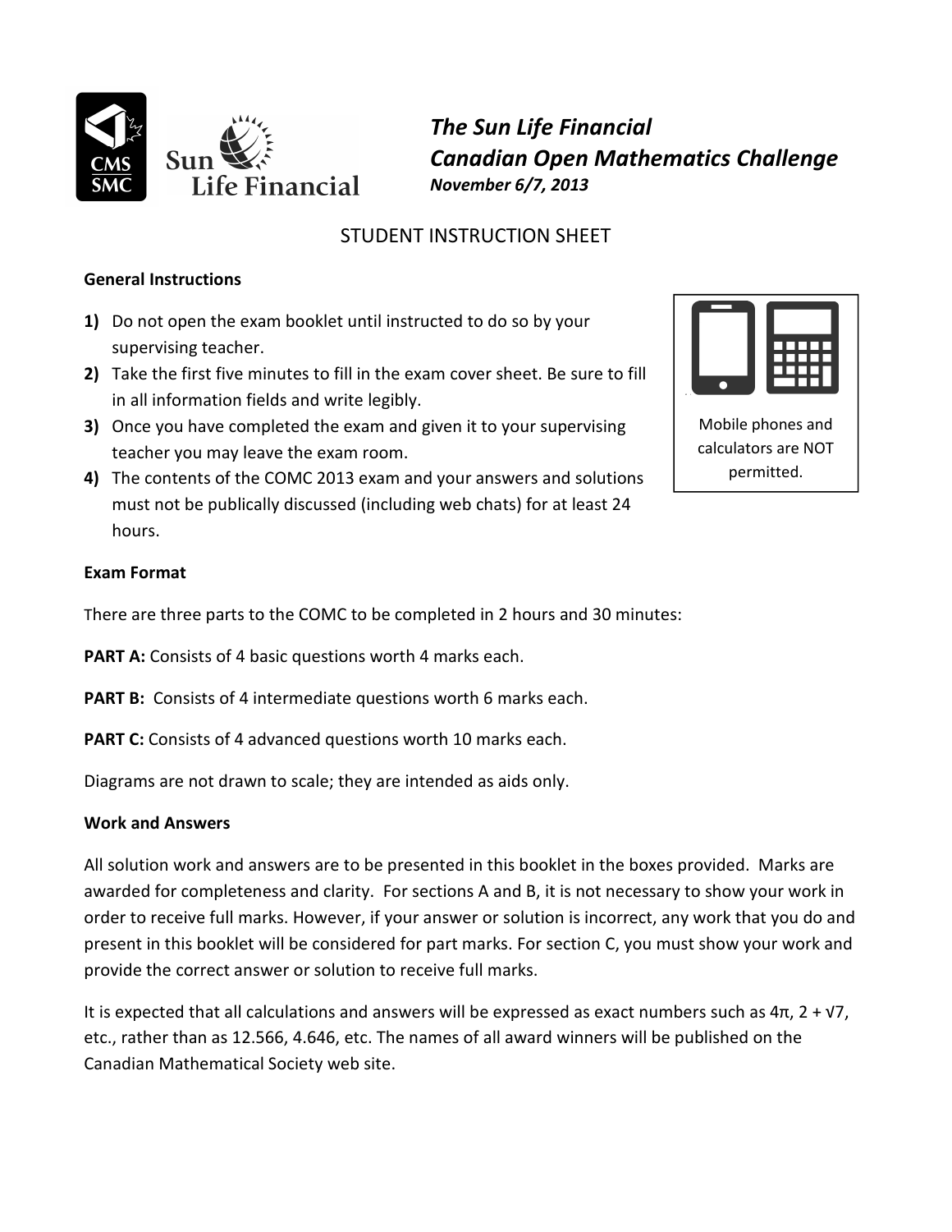# *The Sun Life Financial Canadian Open Mathematics Challenge*

***November 6/7, 2013***

## STUDENT INSTRUCTION SHEET

### General Instructions

1) Do not open the exam booklet until instructed to do so by your supervising teacher.
2) Take the first five minutes to fill in the exam cover sheet. Be sure to fill in all information fields and write legibly.
3) Once you have completed the exam and given it to your supervising teacher you may leave the exam room.
4) The contents of the COMC 2013 exam and your answers and solutions must not be publically discussed (including web chats) for at least 24 hours.

Mobile phones and calculators are NOT permitted.

### Exam Format

There are three parts to the COMC to be completed in 2 hours and 30 minutes:

**PART A:** Consists of 4 basic questions worth 4 marks each.

**PART B:** Consists of 4 intermediate questions worth 6 marks each.

**PART C:** Consists of 4 advanced questions worth 10 marks each.

Diagrams are not drawn to scale; they are intended as aids only.

### Work and Answers

All solution work and answers are to be presented in this booklet in the boxes provided. Marks are awarded for completeness and clarity. For sections A and B, it is not necessary to show your work in order to receive full marks. However, if your answer or solution is incorrect, any work that you do and present in this booklet will be considered for part marks. For section C, you must show your work and provide the correct answer or solution to receive full marks.

It is expected that all calculations and answers will be expressed as exact numbers such as $4\pi$, $2 + \sqrt{7}$, etc., rather than as 12.566, 4.646, etc. The names of all award winners will be published on the Canadian Mathematical Society web site.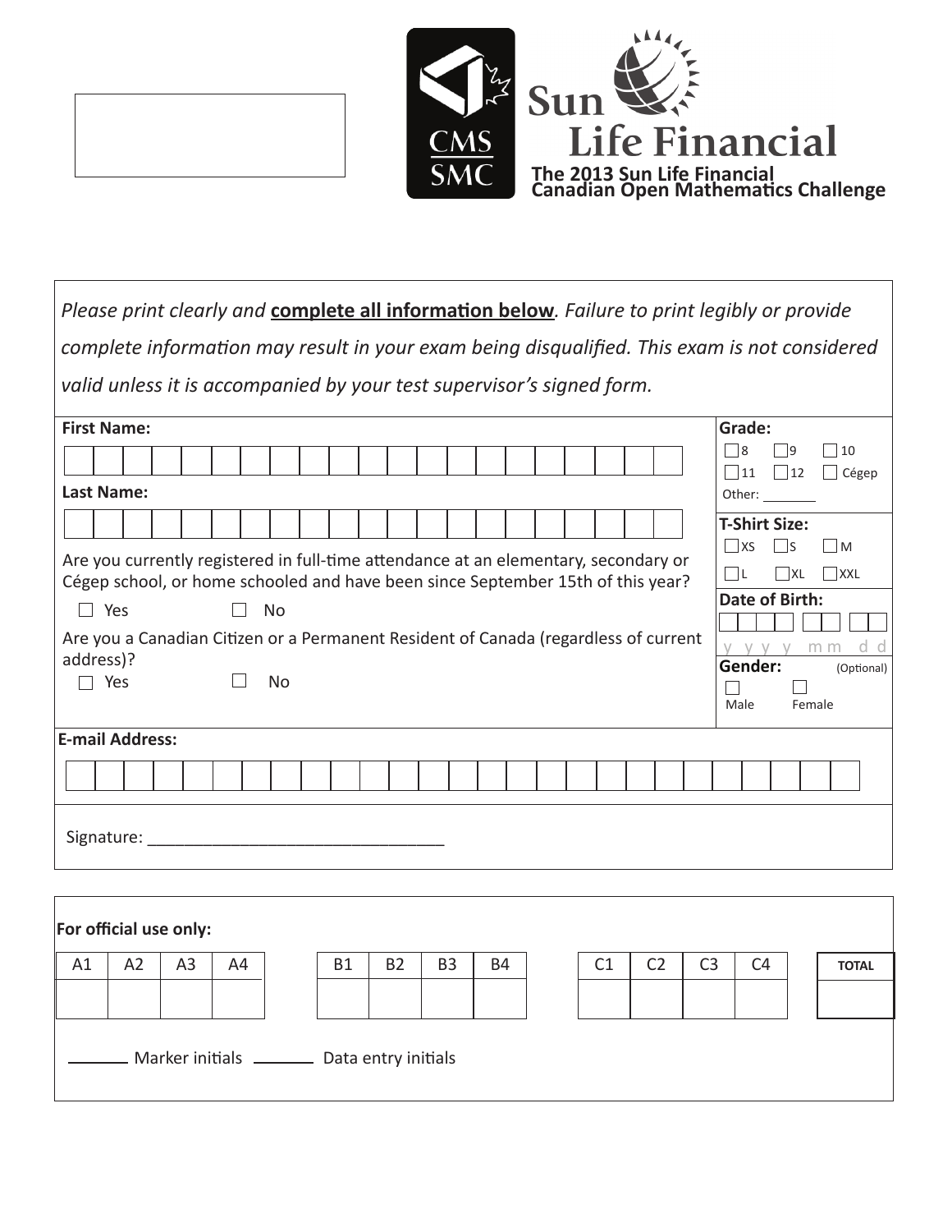CMS SMC

Sun Life Financial

**The 2013 Sun Life Financial Canadian Open Mathematics Challenge**

*Please print clearly and* **complete all information below***. Failure to print legibly or provide complete information may result in your exam being disqualified. This exam is not considered valid unless it is accompanied by your test supervisor's signed form.*

**First Name:**

**Last Name:**

Are you currently registered in full-time attendance at an elementary, secondary or Cégep school, or home schooled and have been since September 15th of this year?

☐ Yes ☐ No

Are you a Canadian Citizen or a Permanent Resident of Canada (regardless of current address)?

☐ Yes ☐ No

**Grade:**

☐ 8 ☐ 9 ☐ 10
☐ 11 ☐ 12 ☐ Cégep
Other: ________

**T-Shirt Size:**

☐ XS ☐ S ☐ M
☐ L ☐ XL ☐ XXL

**Date of Birth:**

y y y y m m d d

**Gender:** (Optional)

☐ Male ☐ Female

**E-mail Address:**

Signature: ________________________________

**For official use only:**

| A1 | A2 | A3 | A4 | B1 | B2 | B3 | B4 | C1 | C2 | C3 | C4 | TOTAL |
|---|---|---|---|---|---|---|---|---|---|---|---|---|
| | | | | | | | | | | | | |

_______ Marker initials _______ Data entry initials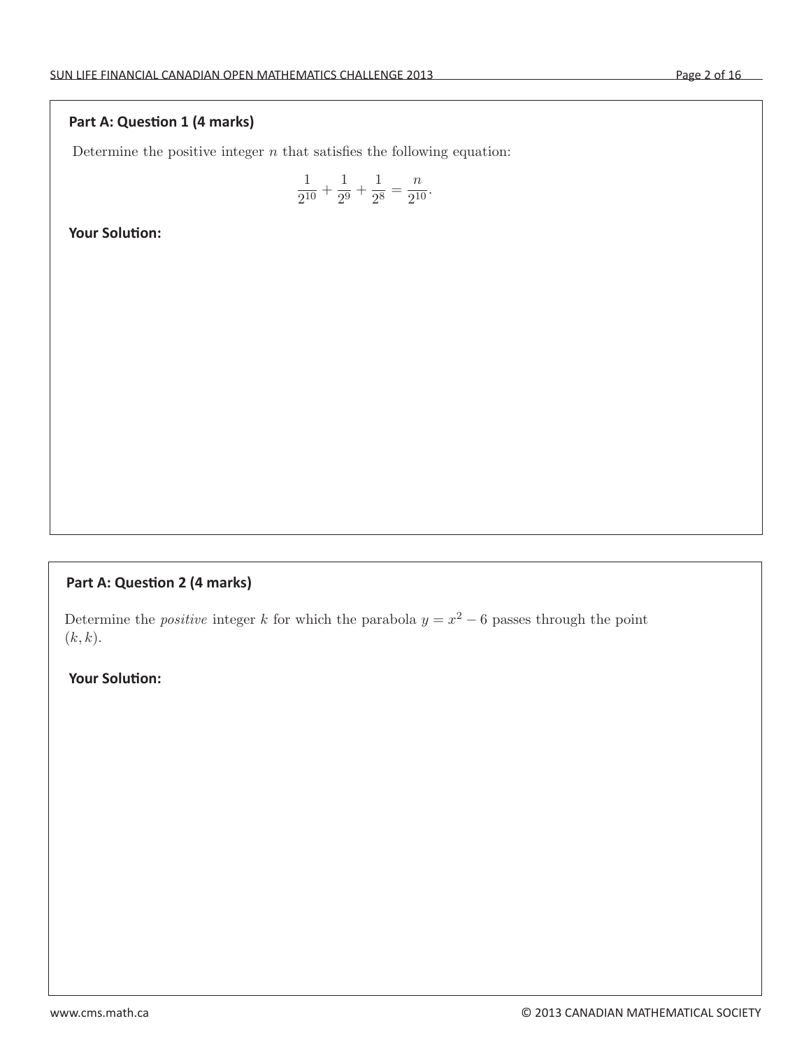**Part A: Question 1 (4 marks)**

Determine the positive integer $n$ that satisfies the following equation:

$$\frac{1}{2^{10}} + \frac{1}{2^9} + \frac{1}{2^8} = \frac{n}{2^{10}}.$$

**Your Solution:**

**Part A: Question 2 (4 marks)**

Determine the *positive* integer $k$ for which the parabola $y = x^2 - 6$ passes through the point $(k, k)$.

**Your Solution:**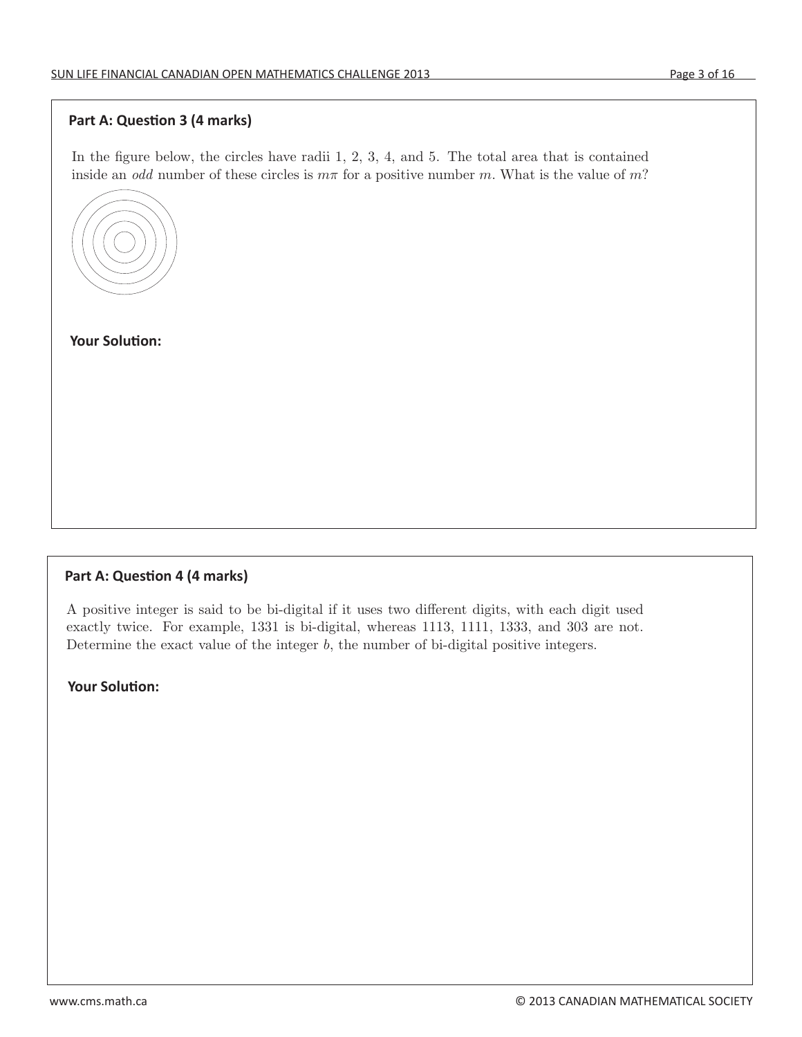**Part A: Question 3 (4 marks)**

In the figure below, the circles have radii 1, 2, 3, 4, and 5. The total area that is contained inside an *odd* number of these circles is $m\pi$ for a positive number $m$. What is the value of $m$?

**Your Solution:**

**Part A: Question 4 (4 marks)**

A positive integer is said to be bi-digital if it uses two different digits, with each digit used exactly twice. For example, 1331 is bi-digital, whereas 1113, 1111, 1333, and 303 are not. Determine the exact value of the integer $b$, the number of bi-digital positive integers.

**Your Solution:**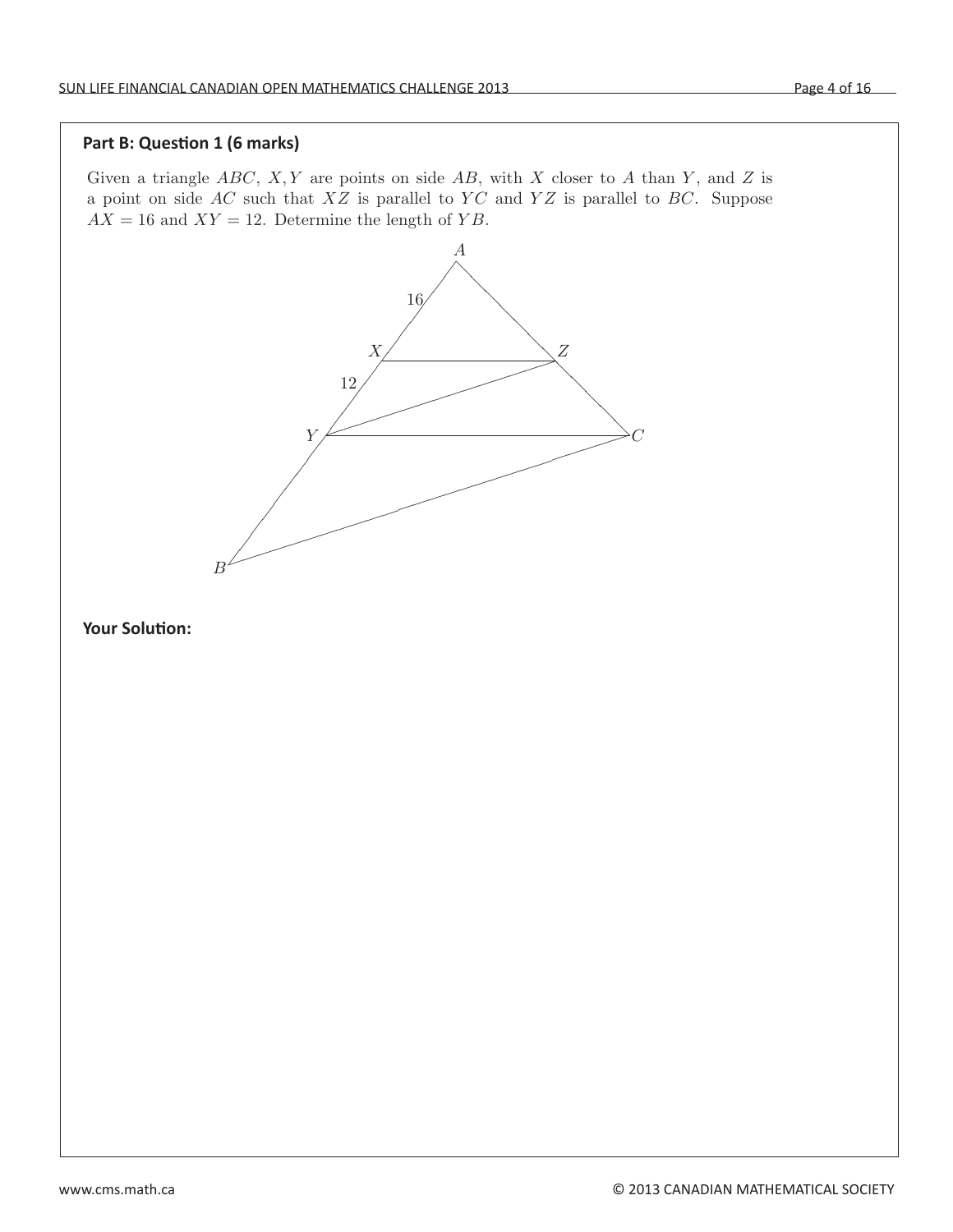**Part B: Question 1 (6 marks)**

Given a triangle $ABC$, $X, Y$ are points on side $AB$, with $X$ closer to $A$ than $Y$, and $Z$ is a point on side $AC$ such that $XZ$ is parallel to $YC$ and $YZ$ is parallel to $BC$. Suppose $AX = 16$ and $XY = 12$. Determine the length of $YB$.

**Your Solution:**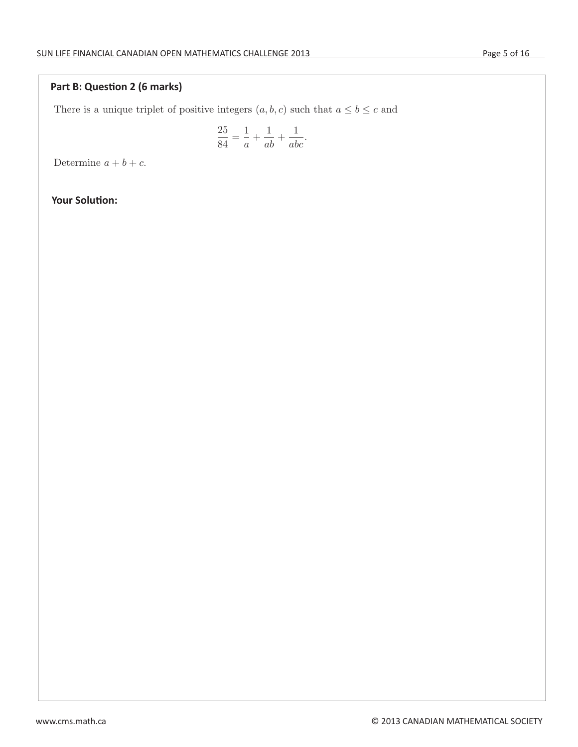## Part B: Question 2 (6 marks)

There is a unique triplet of positive integers $(a, b, c)$ such that $a \leq b \leq c$ and

$$\frac{25}{84} = \frac{1}{a} + \frac{1}{ab} + \frac{1}{abc}.$$

Determine $a + b + c$.

**Your Solution:**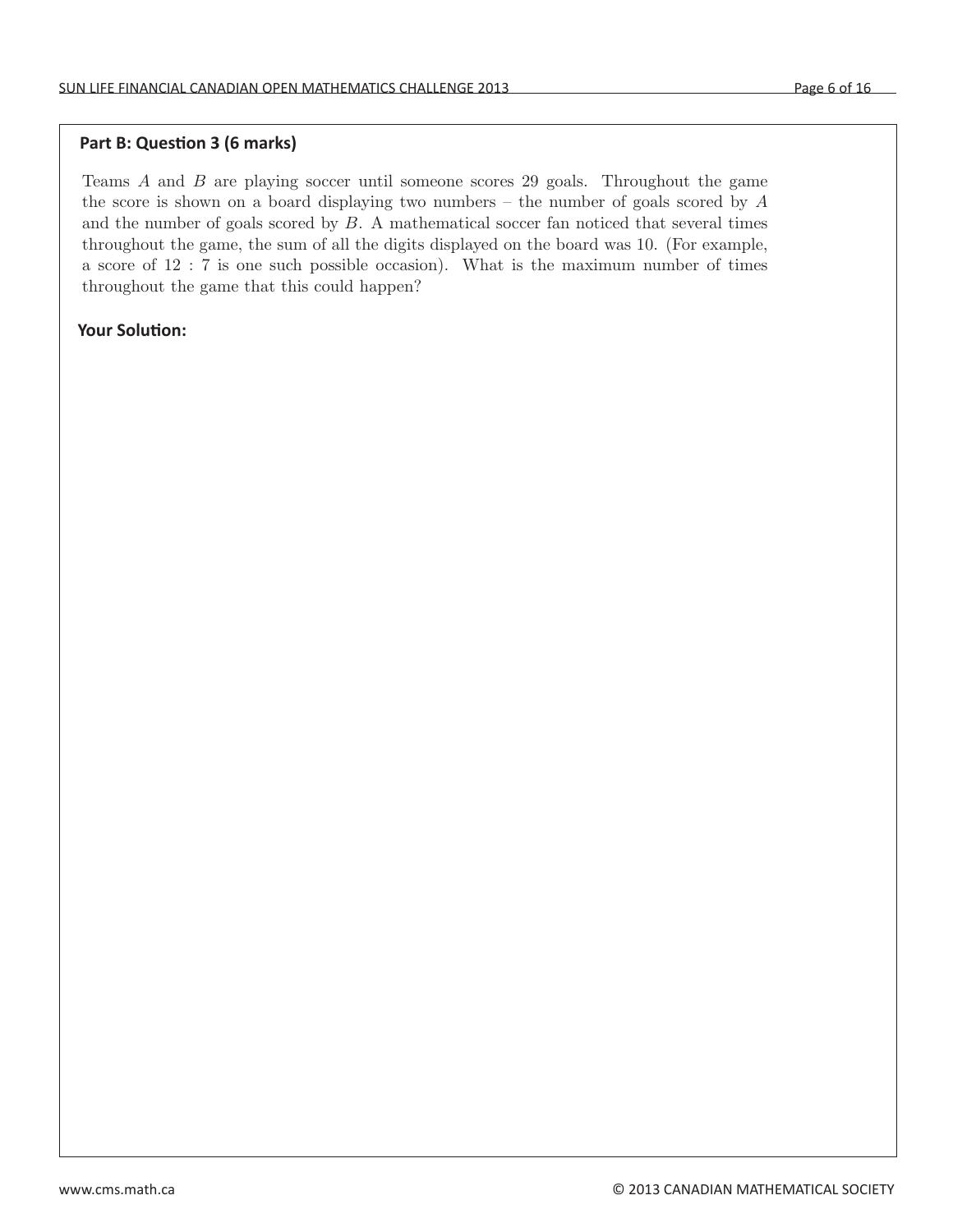**Part B: Question 3 (6 marks)**

Teams $A$ and $B$ are playing soccer until someone scores 29 goals. Throughout the game the score is shown on a board displaying two numbers – the number of goals scored by $A$ and the number of goals scored by $B$. A mathematical soccer fan noticed that several times throughout the game, the sum of all the digits displayed on the board was 10. (For example, a score of $12 : 7$ is one such possible occasion). What is the maximum number of times throughout the game that this could happen?

**Your Solution:**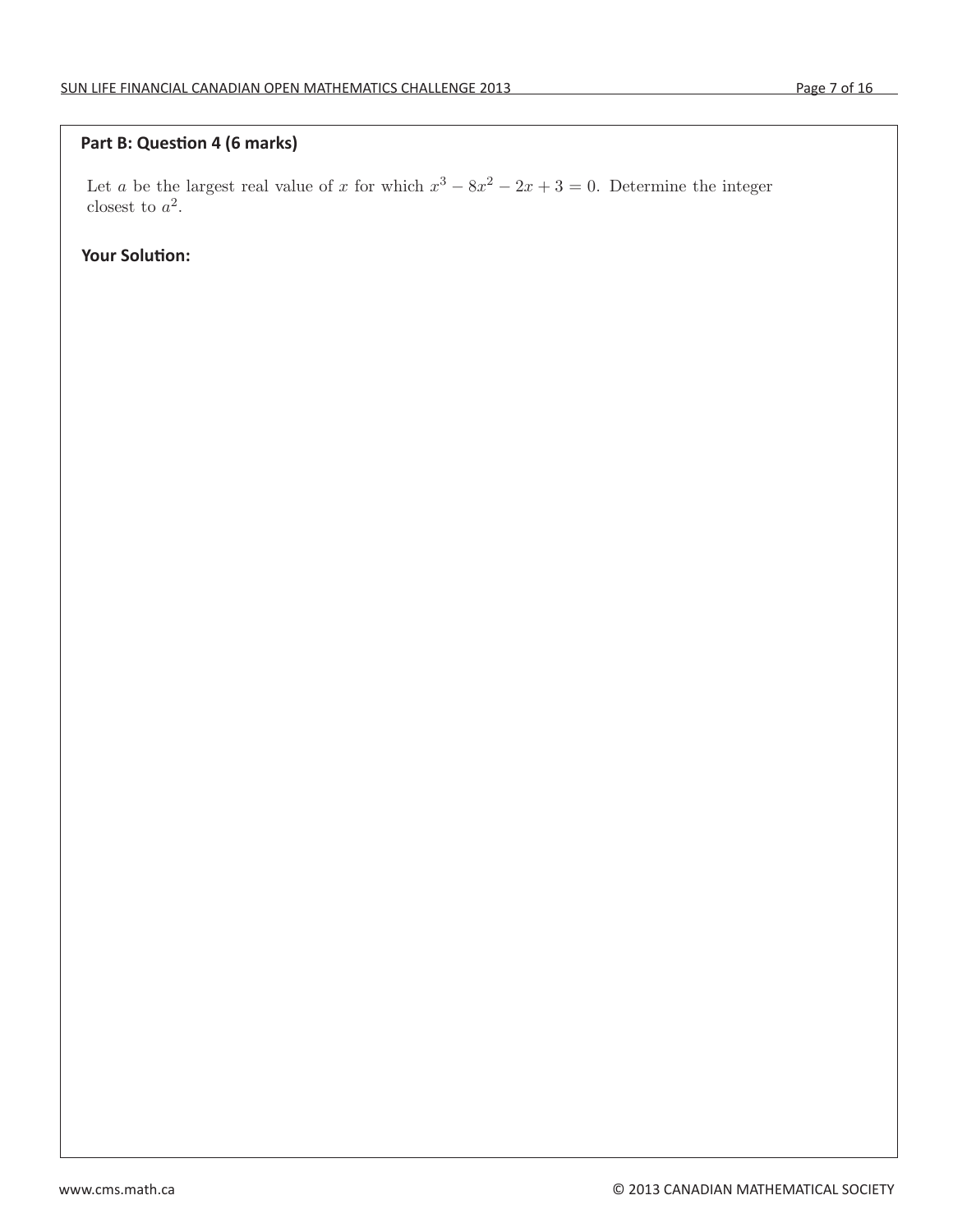**Part B: Question 4 (6 marks)**

Let $a$ be the largest real value of $x$ for which $x^3 - 8x^2 - 2x + 3 = 0$. Determine the integer closest to $a^2$.

**Your Solution:**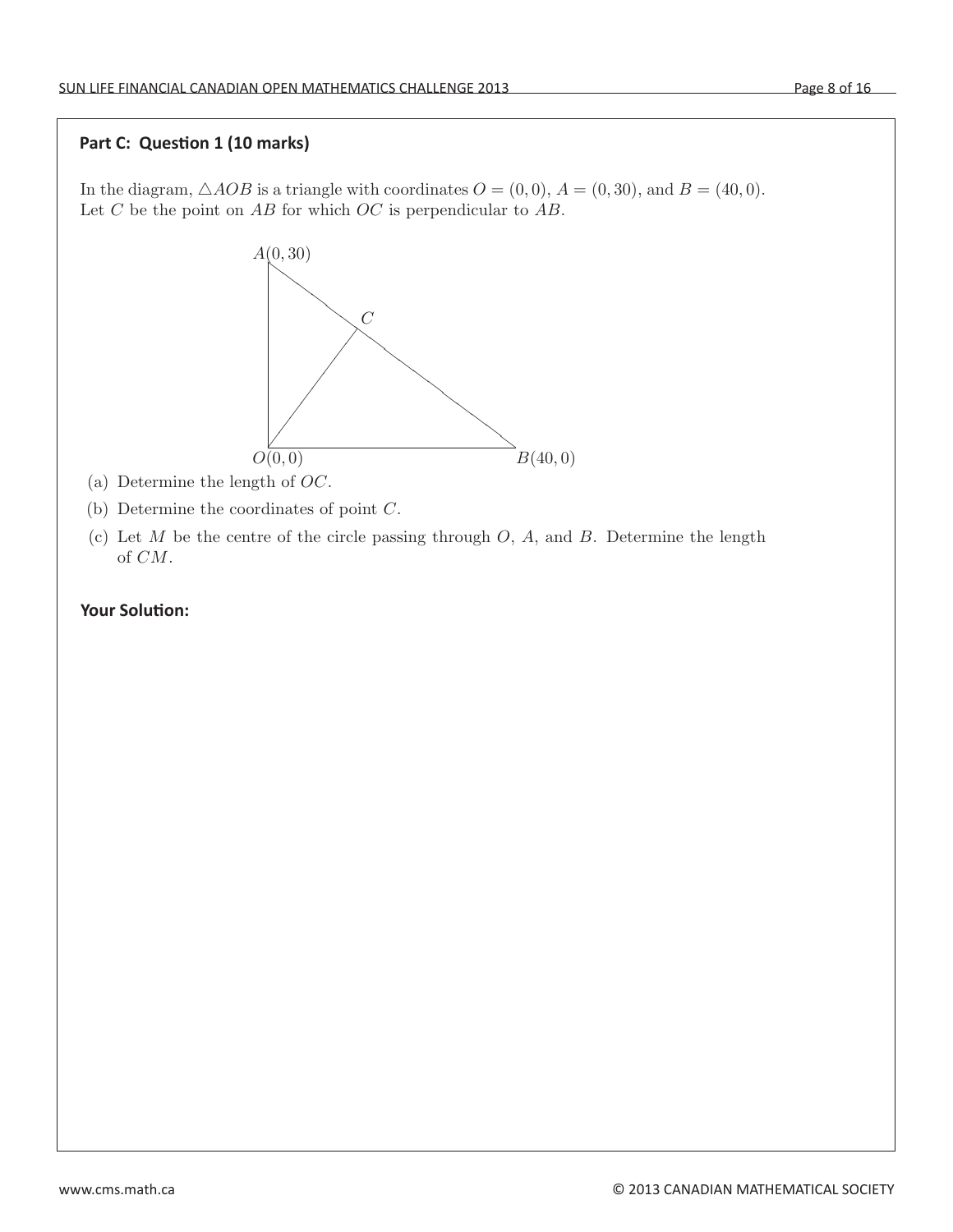**Part C: Question 1 (10 marks)**

In the diagram, $\triangle AOB$ is a triangle with coordinates $O = (0, 0)$, $A = (0, 30)$, and $B = (40, 0)$. Let $C$ be the point on $AB$ for which $OC$ is perpendicular to $AB$.

(a) Determine the length of $OC$.

(b) Determine the coordinates of point $C$.

(c) Let $M$ be the centre of the circle passing through $O$, $A$, and $B$. Determine the length of $CM$.

**Your Solution:**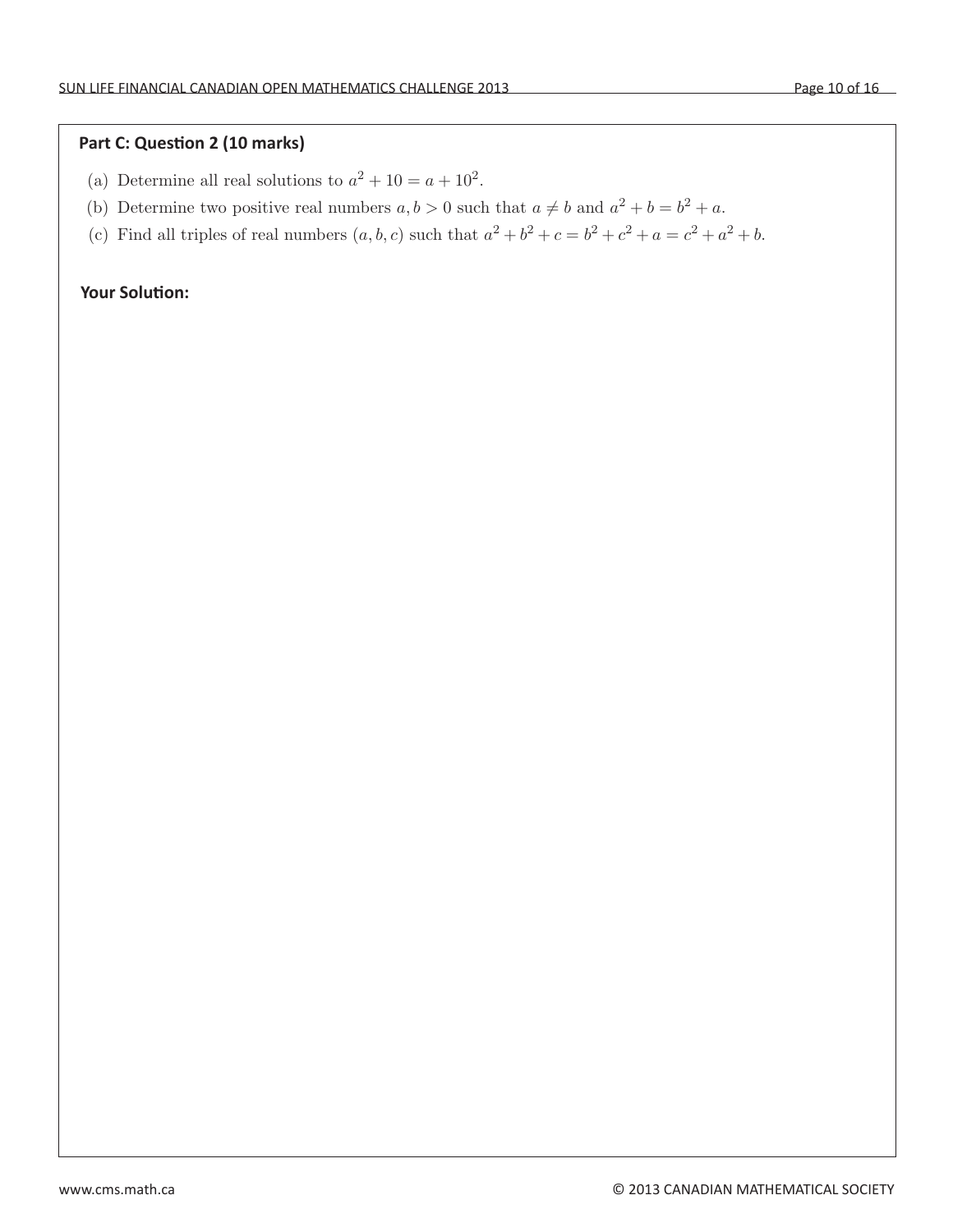**Part C: Question 2 (10 marks)**

(a) Determine all real solutions to $a^2 + 10 = a + 10^2$.

(b) Determine two positive real numbers $a, b > 0$ such that $a \neq b$ and $a^2 + b = b^2 + a$.

(c) Find all triples of real numbers $(a, b, c)$ such that $a^2 + b^2 + c = b^2 + c^2 + a = c^2 + a^2 + b$.

**Your Solution:**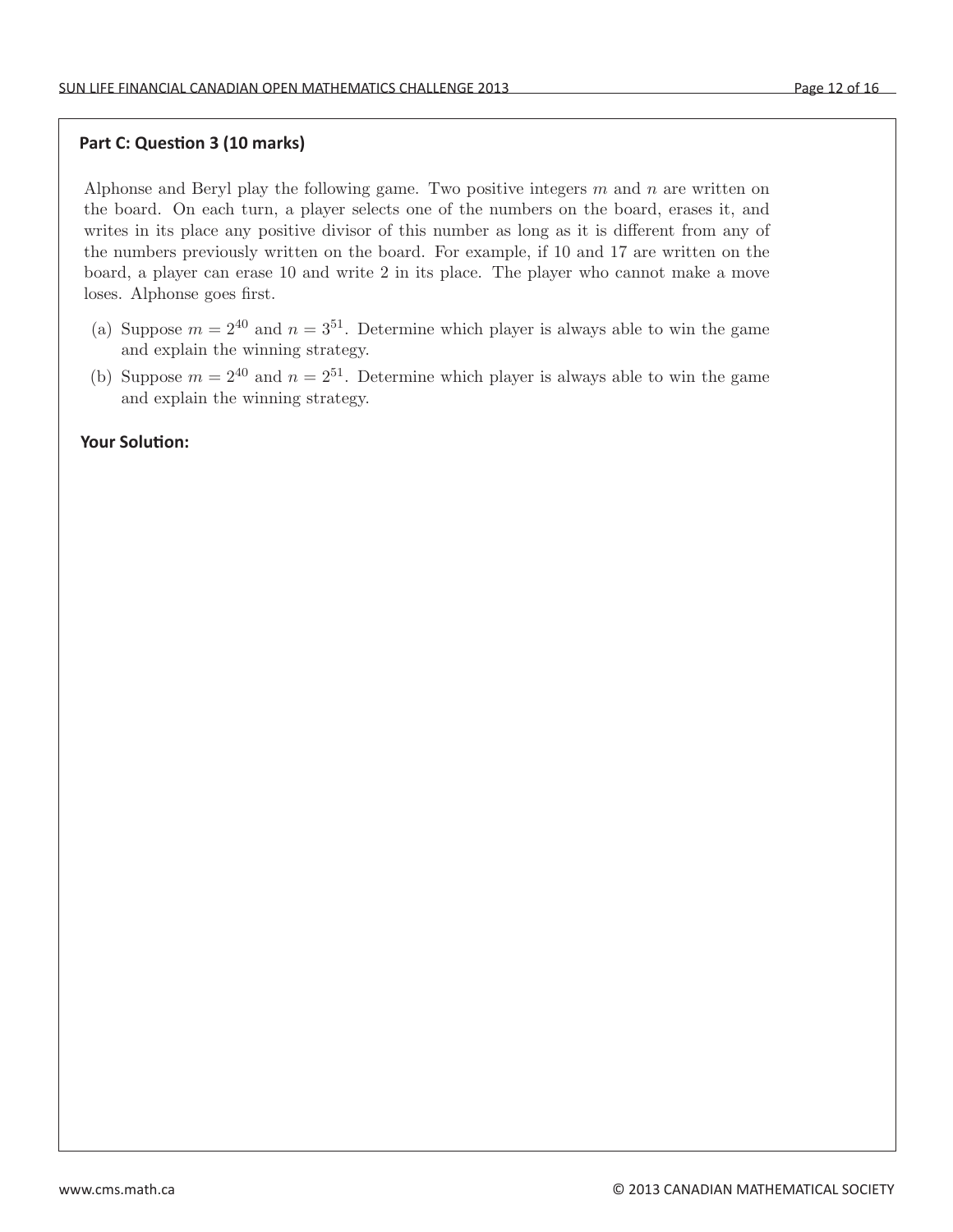### Part C: Question 3 (10 marks)

Alphonse and Beryl play the following game. Two positive integers $m$ and $n$ are written on the board. On each turn, a player selects one of the numbers on the board, erases it, and writes in its place any positive divisor of this number as long as it is different from any of the numbers previously written on the board. For example, if 10 and 17 are written on the board, a player can erase 10 and write 2 in its place. The player who cannot make a move loses. Alphonse goes first.

(a) Suppose $m = 2^{40}$ and $n = 3^{51}$. Determine which player is always able to win the game and explain the winning strategy.

(b) Suppose $m = 2^{40}$ and $n = 2^{51}$. Determine which player is always able to win the game and explain the winning strategy.

**Your Solution:**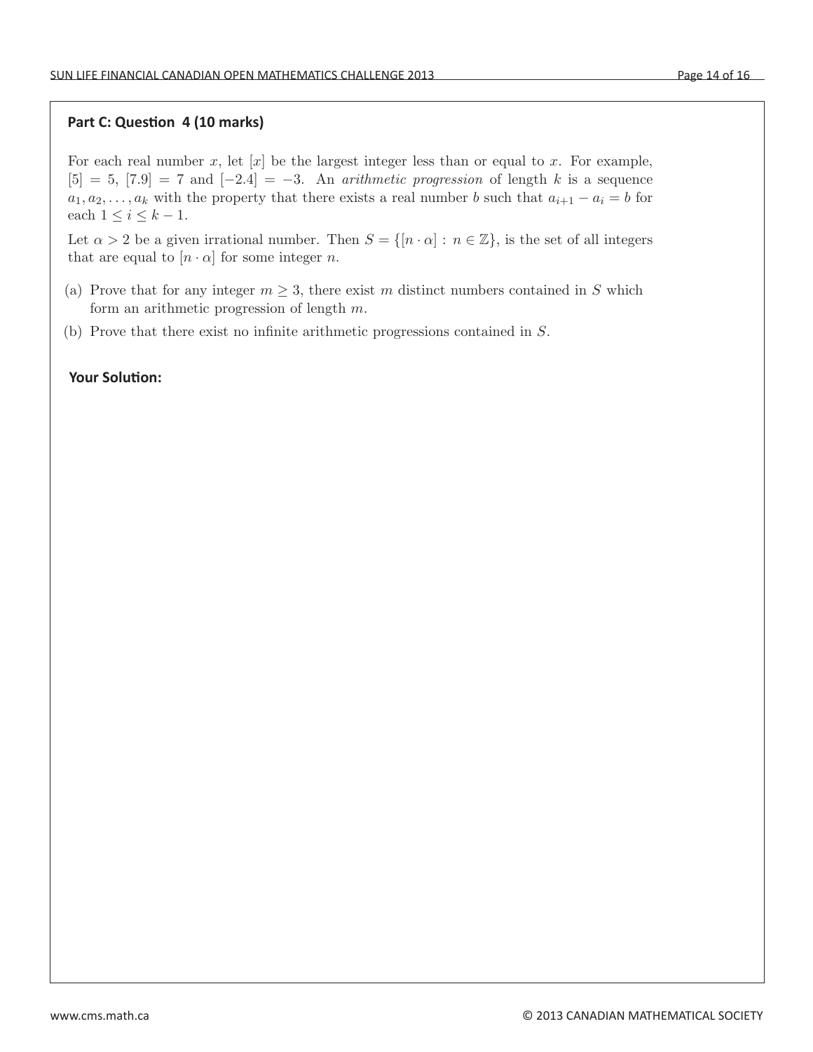**Part C: Question 4 (10 marks)**

For each real number $x$, let $[x]$ be the largest integer less than or equal to $x$. For example, $[5] = 5$, $[7.9] = 7$ and $[-2.4] = -3$. An *arithmetic progression* of length $k$ is a sequence $a_1, a_2, \ldots, a_k$ with the property that there exists a real number $b$ such that $a_{i+1} - a_i = b$ for each $1 \leq i \leq k-1$.

Let $\alpha > 2$ be a given irrational number. Then $S = \{[n \cdot \alpha] : n \in \mathbb{Z}\}$, is the set of all integers that are equal to $[n \cdot \alpha]$ for some integer $n$.

(a) Prove that for any integer $m \geq 3$, there exist $m$ distinct numbers contained in $S$ which form an arithmetic progression of length $m$.

(b) Prove that there exist no infinite arithmetic progressions contained in $S$.

**Your Solution:**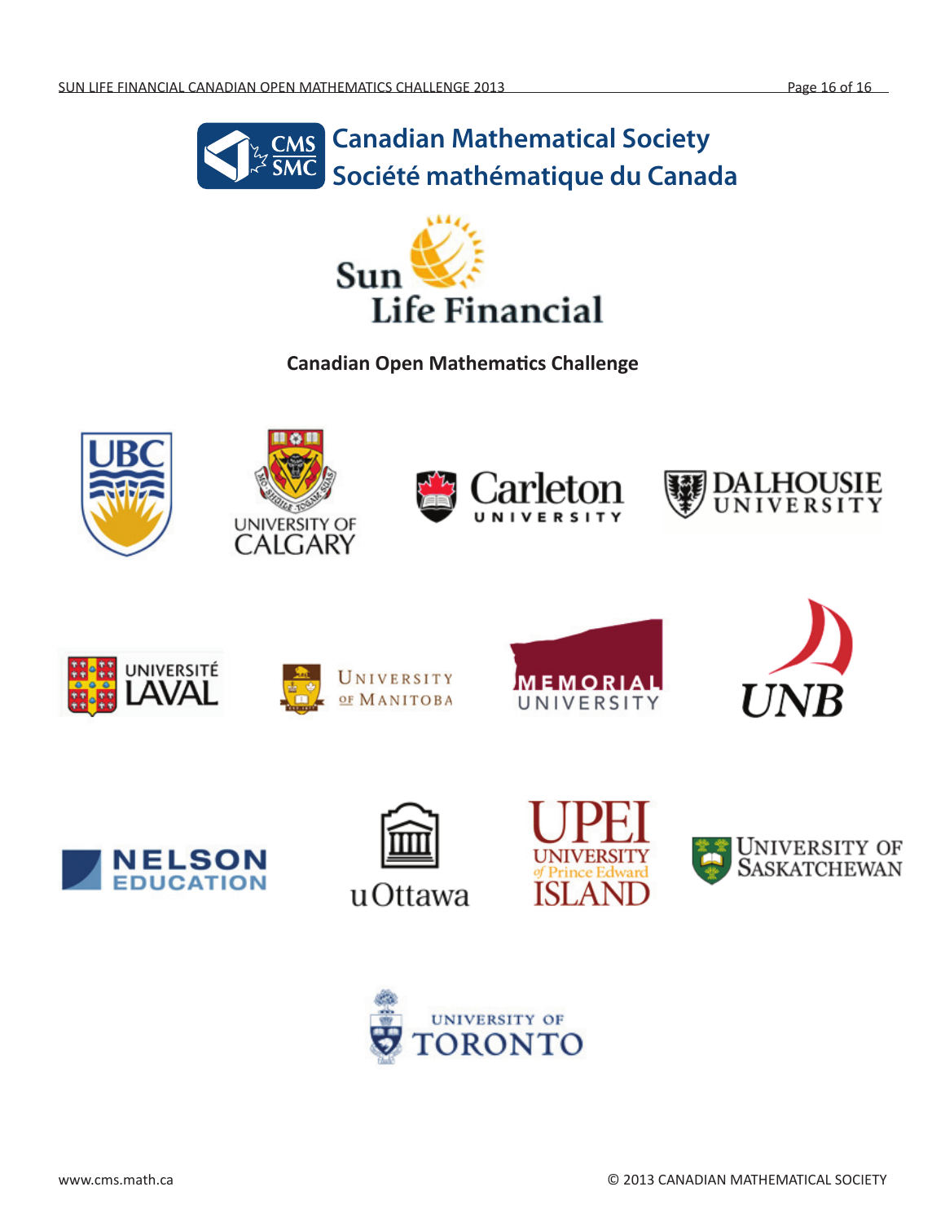Canadian Mathematical Society
Société mathématique du Canada

Sun Life Financial

**Canadian Open Mathematics Challenge**

UBC

University of Calgary

Carleton University

Dalhousie University

Université Laval

University of Manitoba

Memorial University

UNB

Nelson Education

uOttawa

UPEI University of Prince Edward Island

University of Saskatchewan

University of Toronto

www.cms.math.ca

© 2013 CANADIAN MATHEMATICAL SOCIETY